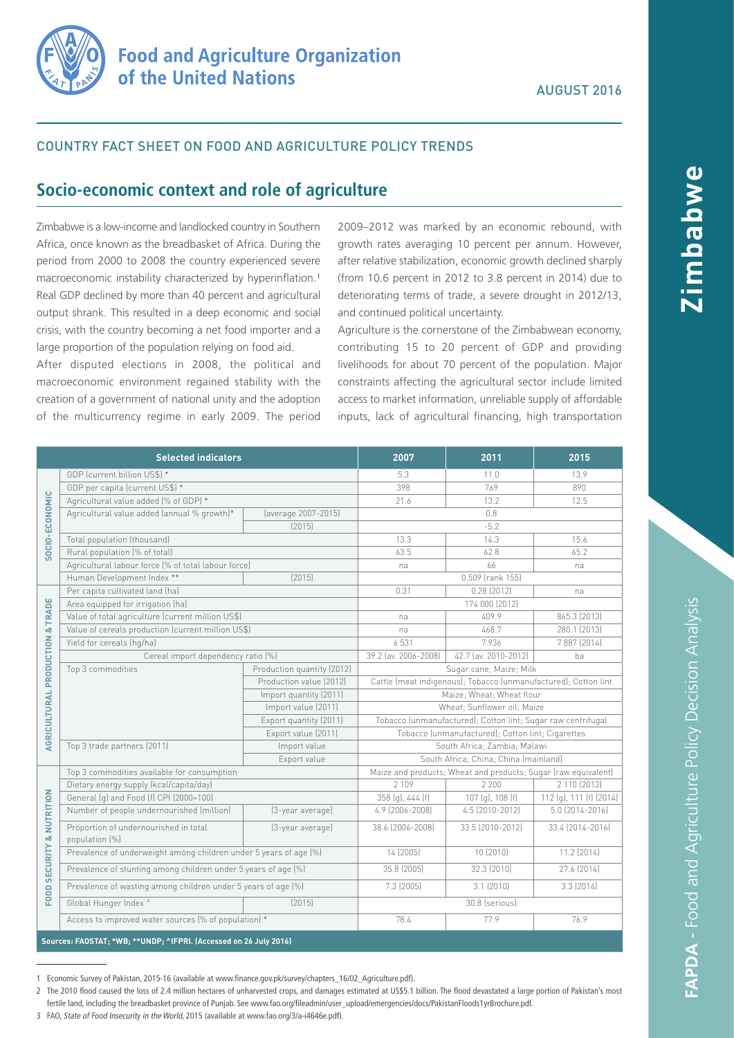# COUNTRY FACT SHEET ON FOOD AND AGRICULTURE POLICY TRENDS

## Socio-economic context and role of agriculture

Zimbabwe is a low-income and landlocked country in Southern Africa, once known as the breadbasket of Africa. During the period from 2000 to 2008 the country experienced severe macroeconomic instability characterized by hyperinflation.[1] Real GDP declined by more than 40 percent and agricultural output shrank. This resulted in a deep economic and social crisis, with the country becoming a net food importer and a large proportion of the population relying on food aid.

After disputed elections in 2008, the political and macroeconomic environment regained stability with the creation of a government of national unity and the adoption of the multicurrency regime in early 2009. The period 2009–2012 was marked by an economic rebound, with growth rates averaging 10 percent per annum. However, after relative stabilization, economic growth declined sharply (from 10.6 percent in 2012 to 3.8 percent in 2014) due to deteriorating terms of trade, a severe drought in 2012/13, and continued political uncertainty.

Agriculture is the cornerstone of the Zimbabwean economy, contributing 15 to 20 percent of GDP and providing livelihoods for about 70 percent of the population. Major constraints affecting the agricultural sector include limited access to market information, unreliable supply of affordable inputs, lack of agricultural financing, high transportation

| | Selected indicators | | 2007 | 2011 | 2015 |
|---|---|---|---|---|---|
| SOCIO-ECONOMIC | GDP (current billion US$) * | | 5.3 | 11.0 | 13.9 |
| | GDP per capita (current US$) * | | 398 | 769 | 890 |
| | Agricultural value added (% of GDP) * | | 21.6 | 13.2 | 12.5 |
| | Agricultural value added (annual % growth)* | (average 2007-2015) | 0.8 | | |
| | | (2015) | -5.2 | | |
| | Total population (thousand) | | 13.3 | 14.3 | 15.6 |
| | Rural population (% of total) | | 63.5 | 62.8 | 65.2 |
| | Agricultural labour force (% of total labour force) | | na | 66 | na |
| | Human Development Index ** | (2015) | 0.509 (rank 155) | | |
| AGRICULTURAL PRODUCTION & TRADE | Per capita cultivated land (ha) | | 0.31 | 0.28 (2012) | na |
| | Area equipped for irrigation (ha) | | 174 000 (2012) | | |
| | Value of total agriculture (current million US$) | | na | 409.9 | 865.3 (2013) |
| | Value of cereals production (current million US$) | | na | 468.7 | 280.1 (2013) |
| | Yield for cereals (hg/ha) | | 6 531 | 7 936 | 7 887 (2014) |
| | Cereal import dependency ratio (%) | | 39.2 (av. 2006-2008) | 42.7 (av. 2010-2012) | ba |
| | Top 3 commodities | Production quantity (2012) | Sugar cane; Maize; Milk | | |
| | | Production value (2012) | Cattle (meat indigenous); Tobacco (unmanufactured); Cotton lint | | |
| | | Import quantity (2011) | Maize; Wheat; Wheat flour | | |
| | | Import value (2011) | Wheat; Sunflower oil; Maize | | |
| | | Export quantity (2011) | Tobacco (unmanufactured); Cotton lint; Sugar raw centrifugal | | |
| | | Export value (2011) | Tobacco (unmanufactured); Cotton lint; Cigarettes | | |
| | Top 3 trade partners (2011) | Import value | South Africa; Zambia; Malawi | | |
| | | Export value | South Africa; China; China (mainland) | | |
| FOOD SECURITY & NUTRITION | Top 3 commodities available for consumption | | Maize and products; Wheat and products; Sugar (raw equivalent) | | |
| | Dietary energy supply (kcal/capita/day) | | 2 109 | 2 200 | 2 110 (2013) |
| | General (g) and Food (f) CPI (2000=100) | | 358 (g), 444 (f) | 107 (g), 108 (f) | 112 (g), 111 (f) (2014) |
| | Number of people undernourished (million) | (3-year average) | 4.9 (2006-2008) | 4.5 (2010-2012) | 5.0 (2014-2016) |
| | Proportion of undernourished in total population (%) | (3-year average) | 38.6 (2006-2008) | 33.5 (2010-2012) | 33.4 (2014-2016) |
| | Prevalence of underweight among children under 5 years of age (%) | | 14 (2005) | 10 (2010) | 11.2 (2014) |
| | Prevalence of stunting among children under 5 years of age (%) | | 35.8 (2005) | 32.3 (2010) | 27.6 (2014) |
| | Prevalence of wasting among children under 5 years of age (%) | | 7.3 (2005) | 3.1 (2010) | 3.3 (2014) |
| | Global Hunger Index ^ | (2015) | 30.8 (serious) | | |
| | Access to improved water sources (% of population) * | | 78.4 | 77.9 | 76.9 |

**Sources: FAOSTAT; *WB; **UNDP; ^IFPRI. (Accessed on 26 July 2016)**

---

1 Economic Survey of Pakistan, 2015-16 (available at www.finance.gov.pk/survey/chapters_16/02_Agriculture.pdf).

2 The 2010 flood caused the loss of 2.4 million hectares of unharvested crops, and damages estimated at US$5.1 billion. The flood devastated a large portion of Pakistan's most fertile land, including the breadbasket province of Punjab. See www.fao.org/fileadmin/user_upload/emergencies/docs/PakistanFloods1yrBrochure.pdf.

3 FAO, *State of Food Insecurity in the World*, 2015 (available at www.fao.org/3/a-i4646e.pdf).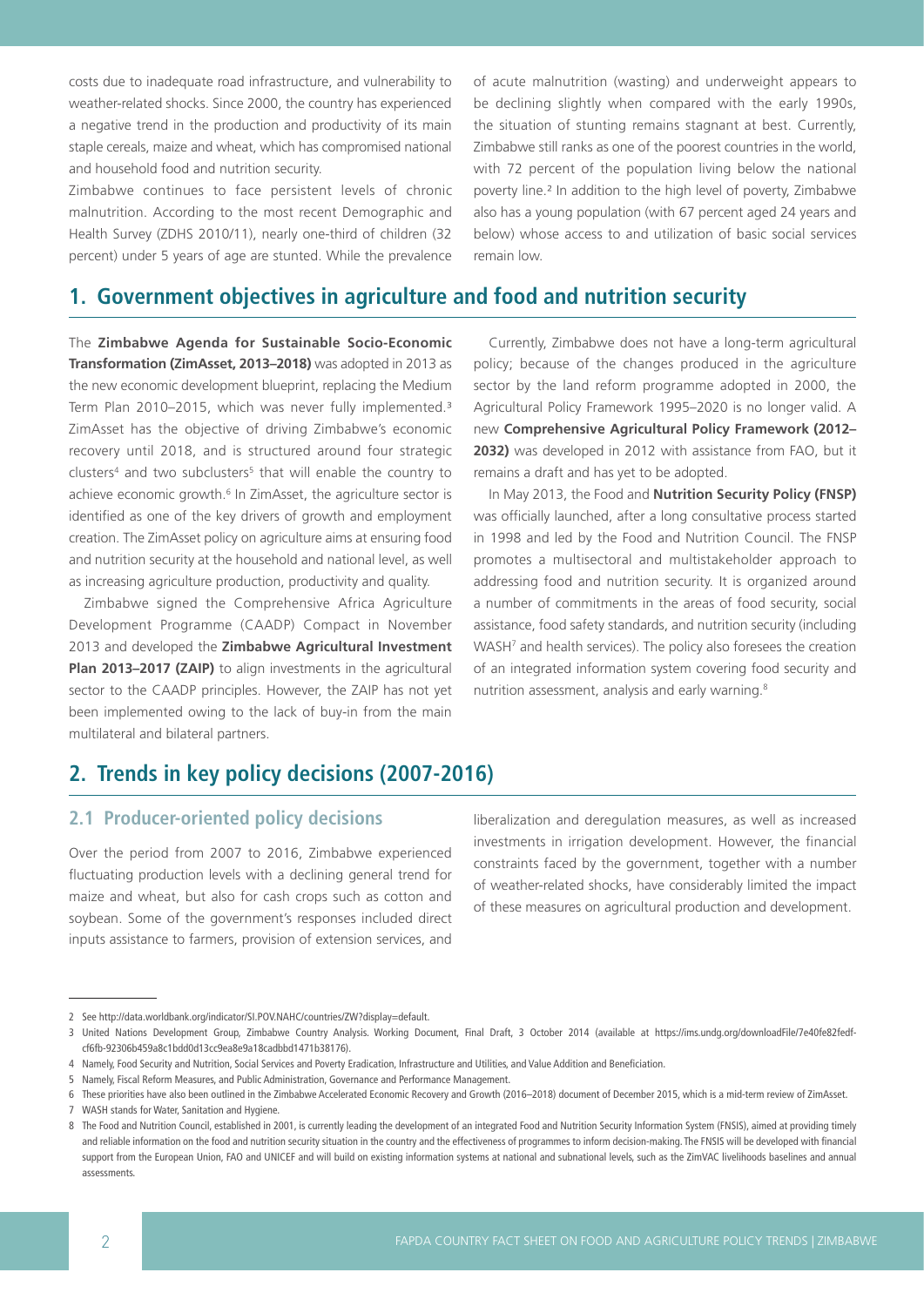costs due to inadequate road infrastructure, and vulnerability to weather-related shocks. Since 2000, the country has experienced a negative trend in the production and productivity of its main staple cereals, maize and wheat, which has compromised national and household food and nutrition security.

Zimbabwe continues to face persistent levels of chronic malnutrition. According to the most recent Demographic and Health Survey (ZDHS 2010/11), nearly one-third of children (32 percent) under 5 years of age are stunted. While the prevalence of acute malnutrition (wasting) and underweight appears to be declining slightly when compared with the early 1990s, the situation of stunting remains stagnant at best. Currently, Zimbabwe still ranks as one of the poorest countries in the world, with 72 percent of the population living below the national poverty line.[2] In addition to the high level of poverty, Zimbabwe also has a young population (with 67 percent aged 24 years and below) whose access to and utilization of basic social services remain low.

## 1. Government objectives in agriculture and food and nutrition security

The **Zimbabwe Agenda for Sustainable Socio-Economic Transformation (ZimAsset, 2013–2018)** was adopted in 2013 as the new economic development blueprint, replacing the Medium Term Plan 2010–2015, which was never fully implemented.[3] ZimAsset has the objective of driving Zimbabwe's economic recovery until 2018, and is structured around four strategic clusters[4] and two subclusters[5] that will enable the country to achieve economic growth.[6] In ZimAsset, the agriculture sector is identified as one of the key drivers of growth and employment creation. The ZimAsset policy on agriculture aims at ensuring food and nutrition security at the household and national level, as well as increasing agriculture production, productivity and quality.

Zimbabwe signed the Comprehensive Africa Agriculture Development Programme (CAADP) Compact in November 2013 and developed the **Zimbabwe Agricultural Investment Plan 2013–2017 (ZAIP)** to align investments in the agricultural sector to the CAADP principles. However, the ZAIP has not yet been implemented owing to the lack of buy-in from the main multilateral and bilateral partners.

Currently, Zimbabwe does not have a long-term agricultural policy; because of the changes produced in the agriculture sector by the land reform programme adopted in 2000, the Agricultural Policy Framework 1995–2020 is no longer valid. A new **Comprehensive Agricultural Policy Framework (2012–2032)** was developed in 2012 with assistance from FAO, but it remains a draft and has yet to be adopted.

In May 2013, the Food and **Nutrition Security Policy (FNSP)** was officially launched, after a long consultative process started in 1998 and led by the Food and Nutrition Council. The FNSP promotes a multisectoral and multistakeholder approach to addressing food and nutrition security. It is organized around a number of commitments in the areas of food security, social assistance, food safety standards, and nutrition security (including WASH[7] and health services). The policy also foresees the creation of an integrated information system covering food security and nutrition assessment, analysis and early warning.[8]

## 2. Trends in key policy decisions (2007-2016)

### 2.1 Producer-oriented policy decisions

Over the period from 2007 to 2016, Zimbabwe experienced fluctuating production levels with a declining general trend for maize and wheat, but also for cash crops such as cotton and soybean. Some of the government's responses included direct inputs assistance to farmers, provision of extension services, and liberalization and deregulation measures, as well as increased investments in irrigation development. However, the financial constraints faced by the government, together with a number of weather-related shocks, have considerably limited the impact of these measures on agricultural production and development.

---

2 See http://data.worldbank.org/indicator/SI.POV.NAHC/countries/ZW?display=default.

3 United Nations Development Group, Zimbabwe Country Analysis. Working Document, Final Draft, 3 October 2014 (available at https://ims.undg.org/downloadFile/7e40fe82fedf-cf6fb-92306b459a8c1bdd0d13cc9ea8e9a18cadbbd1471b38176).

4 Namely, Food Security and Nutrition, Social Services and Poverty Eradication, Infrastructure and Utilities, and Value Addition and Beneficiation.

5 Namely, Fiscal Reform Measures, and Public Administration, Governance and Performance Management.

6 These priorities have also been outlined in the Zimbabwe Accelerated Economic Recovery and Growth (2016–2018) document of December 2015, which is a mid-term review of ZimAsset.

7 WASH stands for Water, Sanitation and Hygiene.

8 The Food and Nutrition Council, established in 2001, is currently leading the development of an integrated Food and Nutrition Security Information System (FNSIS), aimed at providing timely and reliable information on the food and nutrition security situation in the country and the effectiveness of programmes to inform decision-making. The FNSIS will be developed with financial support from the European Union, FAO and UNICEF and will build on existing information systems at national and subnational levels, such as the ZimVAC livelihoods baselines and annual assessments.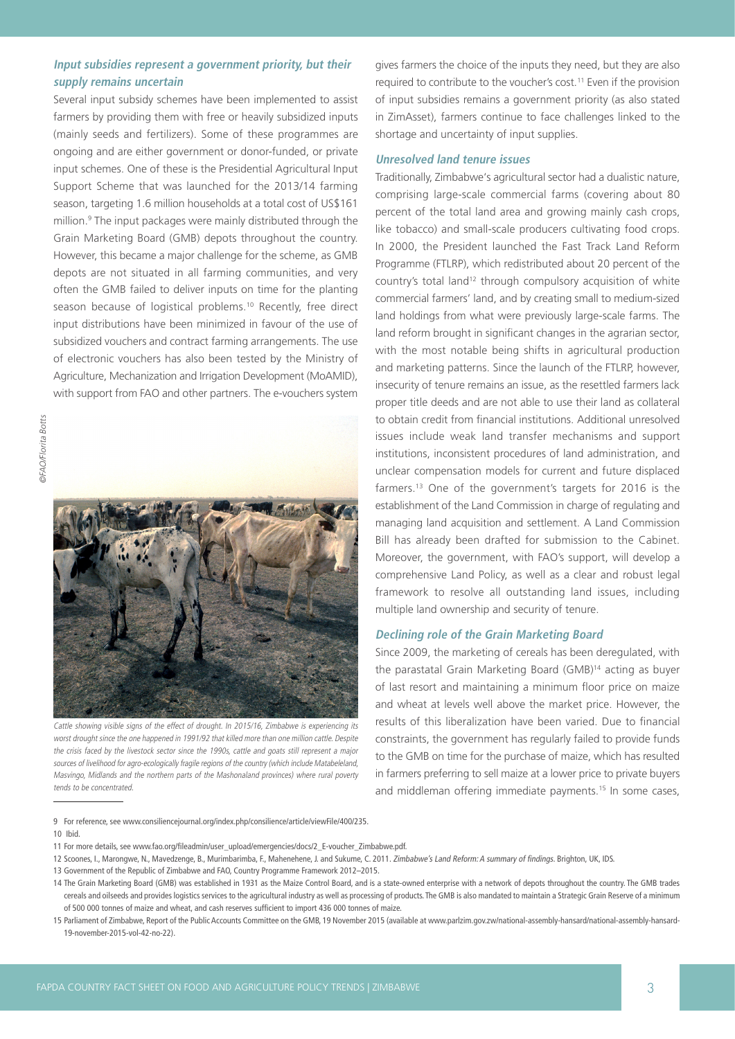### *Input subsidies represent a government priority, but their supply remains uncertain*

Several input subsidy schemes have been implemented to assist farmers by providing them with free or heavily subsidized inputs (mainly seeds and fertilizers). Some of these programmes are ongoing and are either government or donor-funded, or private input schemes. One of these is the Presidential Agricultural Input Support Scheme that was launched for the 2013/14 farming season, targeting 1.6 million households at a total cost of US$161 million.[9] The input packages were mainly distributed through the Grain Marketing Board (GMB) depots throughout the country. However, this became a major challenge for the scheme, as GMB depots are not situated in all farming communities, and very often the GMB failed to deliver inputs on time for the planting season because of logistical problems.[10] Recently, free direct input distributions have been minimized in favour of the use of subsidized vouchers and contract farming arrangements. The use of electronic vouchers has also been tested by the Ministry of Agriculture, Mechanization and Irrigation Development (MoAMID), with support from FAO and other partners. The e-vouchers system gives farmers the choice of the inputs they need, but they are also required to contribute to the voucher's cost.[11] Even if the provision of input subsidies remains a government priority (as also stated in ZimAsset), farmers continue to face challenges linked to the shortage and uncertainty of input supplies.

©FAO/Florita Botts

*Cattle showing visible signs of the effect of drought. In 2015/16, Zimbabwe is experiencing its worst drought since the one happened in 1991/92 that killed more than one million cattle. Despite the crisis faced by the livestock sector since the 1990s, cattle and goats still represent a major sources of livelihood for agro-ecologically fragile regions of the country (which include Matabeleland, Masvingo, Midlands and the northern parts of the Mashonaland provinces) where rural poverty tends to be concentrated.*

### *Unresolved land tenure issues*

Traditionally, Zimbabwe's agricultural sector had a dualistic nature, comprising large-scale commercial farms (covering about 80 percent of the total land area and growing mainly cash crops, like tobacco) and small-scale producers cultivating food crops. In 2000, the President launched the Fast Track Land Reform Programme (FTLRP), which redistributed about 20 percent of the country's total land[12] through compulsory acquisition of white commercial farmers' land, and by creating small to medium-sized land holdings from what were previously large-scale farms. The land reform brought in significant changes in the agrarian sector, with the most notable being shifts in agricultural production and marketing patterns. Since the launch of the FTLRP, however, insecurity of tenure remains an issue, as the resettled farmers lack proper title deeds and are not able to use their land as collateral to obtain credit from financial institutions. Additional unresolved issues include weak land transfer mechanisms and support institutions, inconsistent procedures of land administration, and unclear compensation models for current and future displaced farmers.[13] One of the government's targets for 2016 is the establishment of the Land Commission in charge of regulating and managing land acquisition and settlement. A Land Commission Bill has already been drafted for submission to the Cabinet. Moreover, the government, with FAO's support, will develop a comprehensive Land Policy, as well as a clear and robust legal framework to resolve all outstanding land issues, including multiple land ownership and security of tenure.

### *Declining role of the Grain Marketing Board*

Since 2009, the marketing of cereals has been deregulated, with the parastatal Grain Marketing Board (GMB)[14] acting as buyer of last resort and maintaining a minimum floor price on maize and wheat at levels well above the market price. However, the results of this liberalization have been varied. Due to financial constraints, the government has regularly failed to provide funds to the GMB on time for the purchase of maize, which has resulted in farmers preferring to sell maize at a lower price to private buyers and middleman offering immediate payments.[15] In some cases,

---

9 For reference, see www.consiliencejournal.org/index.php/consilience/article/viewFile/400/235.

10 Ibid.

11 For more details, see www.fao.org/fileadmin/user_upload/emergencies/docs/2_E-voucher_Zimbabwe.pdf.

12 Scoones, I., Marongwe, N., Mavedzenge, B., Murimbarimba, F., Mahenehene, J. and Sukume, C. 2011. *Zimbabwe's Land Reform: A summary of findings*. Brighton, UK, IDS.

13 Government of the Republic of Zimbabwe and FAO, Country Programme Framework 2012–2015.

14 The Grain Marketing Board (GMB) was established in 1931 as the Maize Control Board, and is a state-owned enterprise with a network of depots throughout the country. The GMB trades cereals and oilseeds and provides logistics services to the agricultural industry as well as processing of products. The GMB is also mandated to maintain a Strategic Grain Reserve of a minimum of 500 000 tonnes of maize and wheat, and cash reserves sufficient to import 436 000 tonnes of maize.

15 Parliament of Zimbabwe, Report of the Public Accounts Committee on the GMB, 19 November 2015 (available at www.parlzim.gov.zw/national-assembly-hansard/national-assembly-hansard-19-november-2015-vol-42-no-22).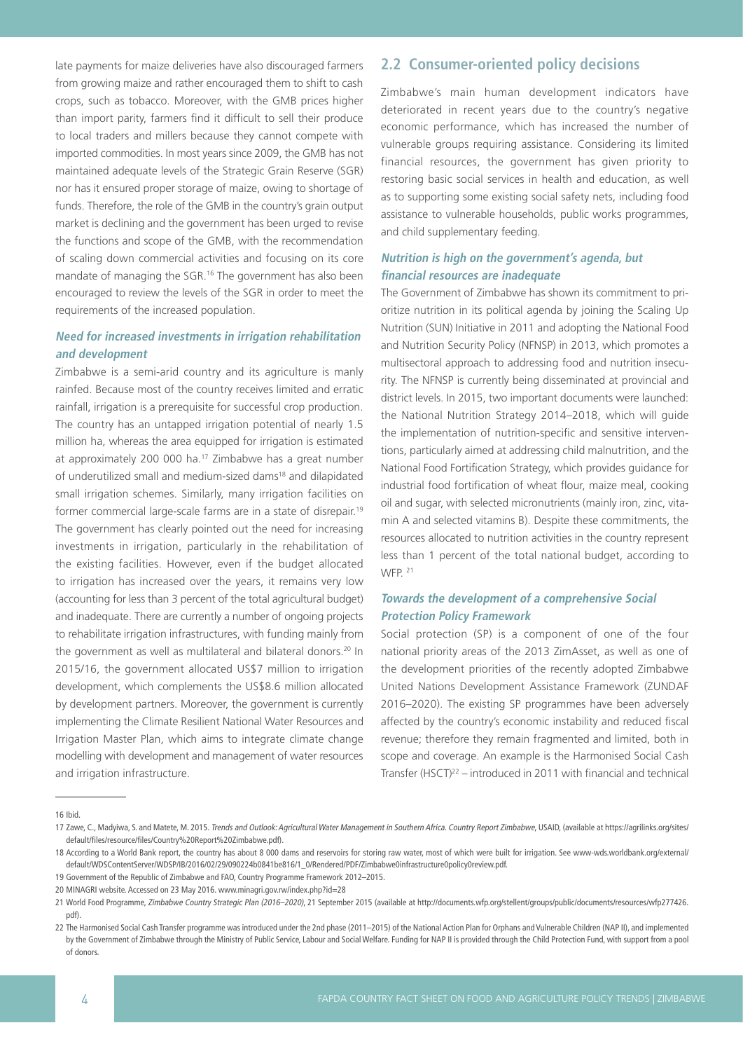late payments for maize deliveries have also discouraged farmers from growing maize and rather encouraged them to shift to cash crops, such as tobacco. Moreover, with the GMB prices higher than import parity, farmers find it difficult to sell their produce to local traders and millers because they cannot compete with imported commodities. In most years since 2009, the GMB has not maintained adequate levels of the Strategic Grain Reserve (SGR) nor has it ensured proper storage of maize, owing to shortage of funds. Therefore, the role of the GMB in the country's grain output market is declining and the government has been urged to revise the functions and scope of the GMB, with the recommendation of scaling down commercial activities and focusing on its core mandate of managing the SGR.[16] The government has also been encouraged to review the levels of the SGR in order to meet the requirements of the increased population.

### *Need for increased investments in irrigation rehabilitation and development*

Zimbabwe is a semi-arid country and its agriculture is manly rainfed. Because most of the country receives limited and erratic rainfall, irrigation is a prerequisite for successful crop production. The country has an untapped irrigation potential of nearly 1.5 million ha, whereas the area equipped for irrigation is estimated at approximately 200 000 ha.[17] Zimbabwe has a great number of underutilized small and medium-sized dams[18] and dilapidated small irrigation schemes. Similarly, many irrigation facilities on former commercial large-scale farms are in a state of disrepair.[19] The government has clearly pointed out the need for increasing investments in irrigation, particularly in the rehabilitation of the existing facilities. However, even if the budget allocated to irrigation has increased over the years, it remains very low (accounting for less than 3 percent of the total agricultural budget) and inadequate. There are currently a number of ongoing projects to rehabilitate irrigation infrastructures, with funding mainly from the government as well as multilateral and bilateral donors.[20] In 2015/16, the government allocated US$7 million to irrigation development, which complements the US$8.6 million allocated by development partners. Moreover, the government is currently implementing the Climate Resilient National Water Resources and Irrigation Master Plan, which aims to integrate climate change modelling with development and management of water resources and irrigation infrastructure.

## 2.2 Consumer-oriented policy decisions

Zimbabwe's main human development indicators have deteriorated in recent years due to the country's negative economic performance, which has increased the number of vulnerable groups requiring assistance. Considering its limited financial resources, the government has given priority to restoring basic social services in health and education, as well as to supporting some existing social safety nets, including food assistance to vulnerable households, public works programmes, and child supplementary feeding.

### *Nutrition is high on the government's agenda, but financial resources are inadequate*

The Government of Zimbabwe has shown its commitment to prioritize nutrition in its political agenda by joining the Scaling Up Nutrition (SUN) Initiative in 2011 and adopting the National Food and Nutrition Security Policy (NFNSP) in 2013, which promotes a multisectoral approach to addressing food and nutrition insecurity. The NFNSP is currently being disseminated at provincial and district levels. In 2015, two important documents were launched: the National Nutrition Strategy 2014–2018, which will guide the implementation of nutrition-specific and sensitive interventions, particularly aimed at addressing child malnutrition, and the National Food Fortification Strategy, which provides guidance for industrial food fortification of wheat flour, maize meal, cooking oil and sugar, with selected micronutrients (mainly iron, zinc, vitamin A and selected vitamins B). Despite these commitments, the resources allocated to nutrition activities in the country represent less than 1 percent of the total national budget, according to WFP.[21]

### *Towards the development of a comprehensive Social Protection Policy Framework*

Social protection (SP) is a component of one of the four national priority areas of the 2013 ZimAsset, as well as one of the development priorities of the recently adopted Zimbabwe United Nations Development Assistance Framework (ZUNDAF 2016–2020). The existing SP programmes have been adversely affected by the country's economic instability and reduced fiscal revenue; therefore they remain fragmented and limited, both in scope and coverage. An example is the Harmonised Social Cash Transfer (HSCT)[22] – introduced in 2011 with financial and technical

---

16 Ibid.

17 Zawe, C., Madyiwa, S. and Matete, M. 2015. *Trends and Outlook: Agricultural Water Management in Southern Africa. Country Report Zimbabwe*, USAID, (available at https://agrilinks.org/sites/default/files/resource/files/Country%20Report%20Zimbabwe.pdf).

18 According to a World Bank report, the country has about 8 000 dams and reservoirs for storing raw water, most of which were built for irrigation. See www-wds.worldbank.org/external/default/WDSContentServer/WDSP/IB/2016/02/29/090224b0841be816/1_0/Rendered/PDF/Zimbabwe0infrastructure0policy0review.pdf.

19 Government of the Republic of Zimbabwe and FAO, Country Programme Framework 2012–2015.

20 MINAGRI website. Accessed on 23 May 2016. www.minagri.gov.rw/index.php?id=28

21 World Food Programme, *Zimbabwe Country Strategic Plan (2016–2020)*, 21 September 2015 (available at http://documents.wfp.org/stellent/groups/public/documents/resources/wfp277426.pdf).

22 The Harmonised Social Cash Transfer programme was introduced under the 2nd phase (2011–2015) of the National Action Plan for Orphans and Vulnerable Children (NAP II), and implemented by the Government of Zimbabwe through the Ministry of Public Service, Labour and Social Welfare. Funding for NAP II is provided through the Child Protection Fund, with support from a pool of donors.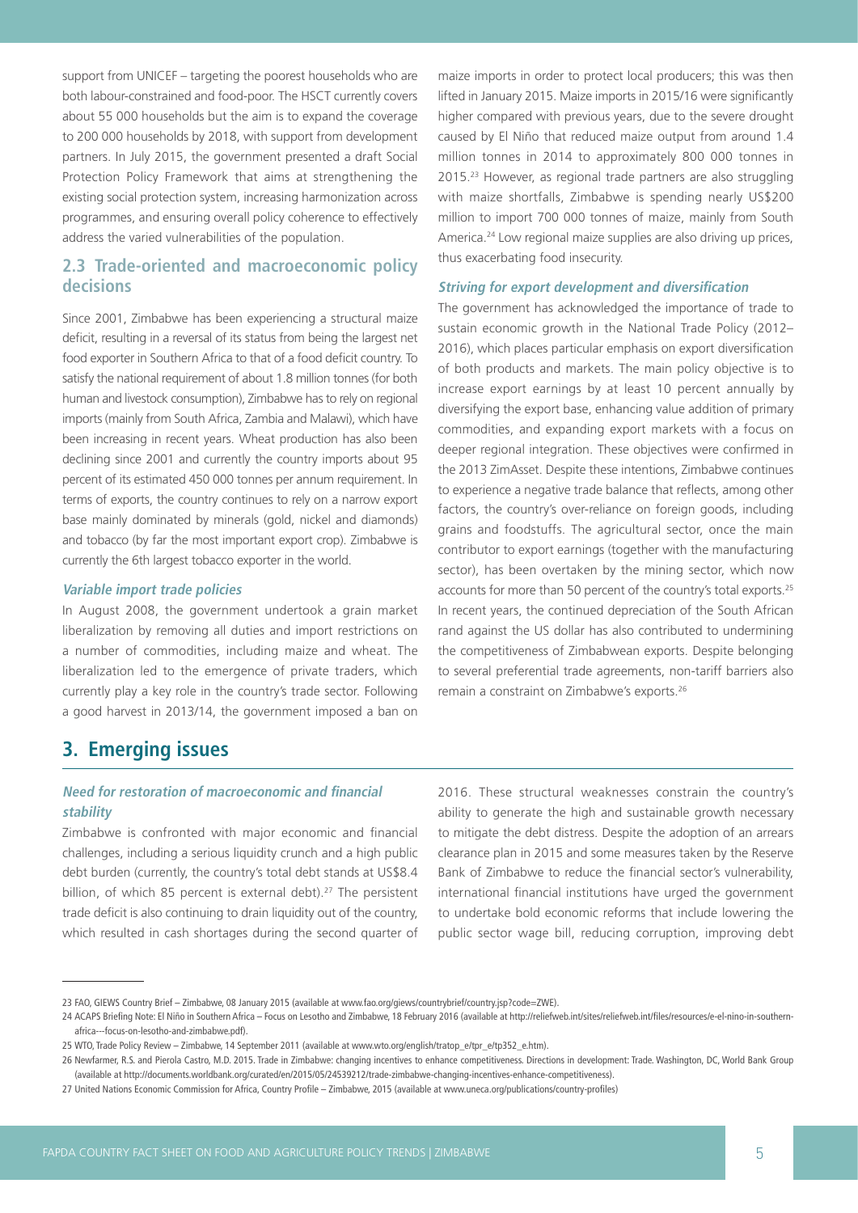support from UNICEF – targeting the poorest households who are both labour-constrained and food-poor. The HSCT currently covers about 55 000 households but the aim is to expand the coverage to 200 000 households by 2018, with support from development partners. In July 2015, the government presented a draft Social Protection Policy Framework that aims at strengthening the existing social protection system, increasing harmonization across programmes, and ensuring overall policy coherence to effectively address the varied vulnerabilities of the population.

## 2.3 Trade-oriented and macroeconomic policy decisions

Since 2001, Zimbabwe has been experiencing a structural maize deficit, resulting in a reversal of its status from being the largest net food exporter in Southern Africa to that of a food deficit country. To satisfy the national requirement of about 1.8 million tonnes (for both human and livestock consumption), Zimbabwe has to rely on regional imports (mainly from South Africa, Zambia and Malawi), which have been increasing in recent years. Wheat production has also been declining since 2001 and currently the country imports about 95 percent of its estimated 450 000 tonnes per annum requirement. In terms of exports, the country continues to rely on a narrow export base mainly dominated by minerals (gold, nickel and diamonds) and tobacco (by far the most important export crop). Zimbabwe is currently the 6th largest tobacco exporter in the world.

### *Variable import trade policies*

In August 2008, the government undertook a grain market liberalization by removing all duties and import restrictions on a number of commodities, including maize and wheat. The liberalization led to the emergence of private traders, which currently play a key role in the country's trade sector. Following a good harvest in 2013/14, the government imposed a ban on maize imports in order to protect local producers; this was then lifted in January 2015. Maize imports in 2015/16 were significantly higher compared with previous years, due to the severe drought caused by El Niño that reduced maize output from around 1.4 million tonnes in 2014 to approximately 800 000 tonnes in 2015.[23] However, as regional trade partners are also struggling with maize shortfalls, Zimbabwe is spending nearly US$200 million to import 700 000 tonnes of maize, mainly from South America.[24] Low regional maize supplies are also driving up prices, thus exacerbating food insecurity.

### *Striving for export development and diversification*

The government has acknowledged the importance of trade to sustain economic growth in the National Trade Policy (2012–2016), which places particular emphasis on export diversification of both products and markets. The main policy objective is to increase export earnings by at least 10 percent annually by diversifying the export base, enhancing value addition of primary commodities, and expanding export markets with a focus on deeper regional integration. These objectives were confirmed in the 2013 ZimAsset. Despite these intentions, Zimbabwe continues to experience a negative trade balance that reflects, among other factors, the country's over-reliance on foreign goods, including grains and foodstuffs. The agricultural sector, once the main contributor to export earnings (together with the manufacturing sector), has been overtaken by the mining sector, which now accounts for more than 50 percent of the country's total exports.[25] In recent years, the continued depreciation of the South African rand against the US dollar has also contributed to undermining the competitiveness of Zimbabwean exports. Despite belonging to several preferential trade agreements, non-tariff barriers also remain a constraint on Zimbabwe's exports.[26]

# 3. Emerging issues

### *Need for restoration of macroeconomic and financial stability*

Zimbabwe is confronted with major economic and financial challenges, including a serious liquidity crunch and a high public debt burden (currently, the country's total debt stands at US$8.4 billion, of which 85 percent is external debt).[27] The persistent trade deficit is also continuing to drain liquidity out of the country, which resulted in cash shortages during the second quarter of 2016. These structural weaknesses constrain the country's ability to generate the high and sustainable growth necessary to mitigate the debt distress. Despite the adoption of an arrears clearance plan in 2015 and some measures taken by the Reserve Bank of Zimbabwe to reduce the financial sector's vulnerability, international financial institutions have urged the government to undertake bold economic reforms that include lowering the public sector wage bill, reducing corruption, improving debt

---

23 FAO, GIEWS Country Brief – Zimbabwe, 08 January 2015 (available at www.fao.org/giews/countrybrief/country.jsp?code=ZWE).

24 ACAPS Briefing Note: El Niño in Southern Africa – Focus on Lesotho and Zimbabwe, 18 February 2016 (available at http://reliefweb.int/sites/reliefweb.int/files/resources/e-el-nino-in-southern-africa---focus-on-lesotho-and-zimbabwe.pdf).

25 WTO, Trade Policy Review – Zimbabwe, 14 September 2011 (available at www.wto.org/english/tratop_e/tpr_e/tp352_e.htm).

26 Newfarmer, R.S. and Pierola Castro, M.D. 2015. Trade in Zimbabwe: changing incentives to enhance competitiveness. Directions in development: Trade. Washington, DC, World Bank Group (available at http://documents.worldbank.org/curated/en/2015/05/24539212/trade-zimbabwe-changing-incentives-enhance-competitiveness).

27 United Nations Economic Commission for Africa, Country Profile – Zimbabwe, 2015 (available at www.uneca.org/publications/country-profiles)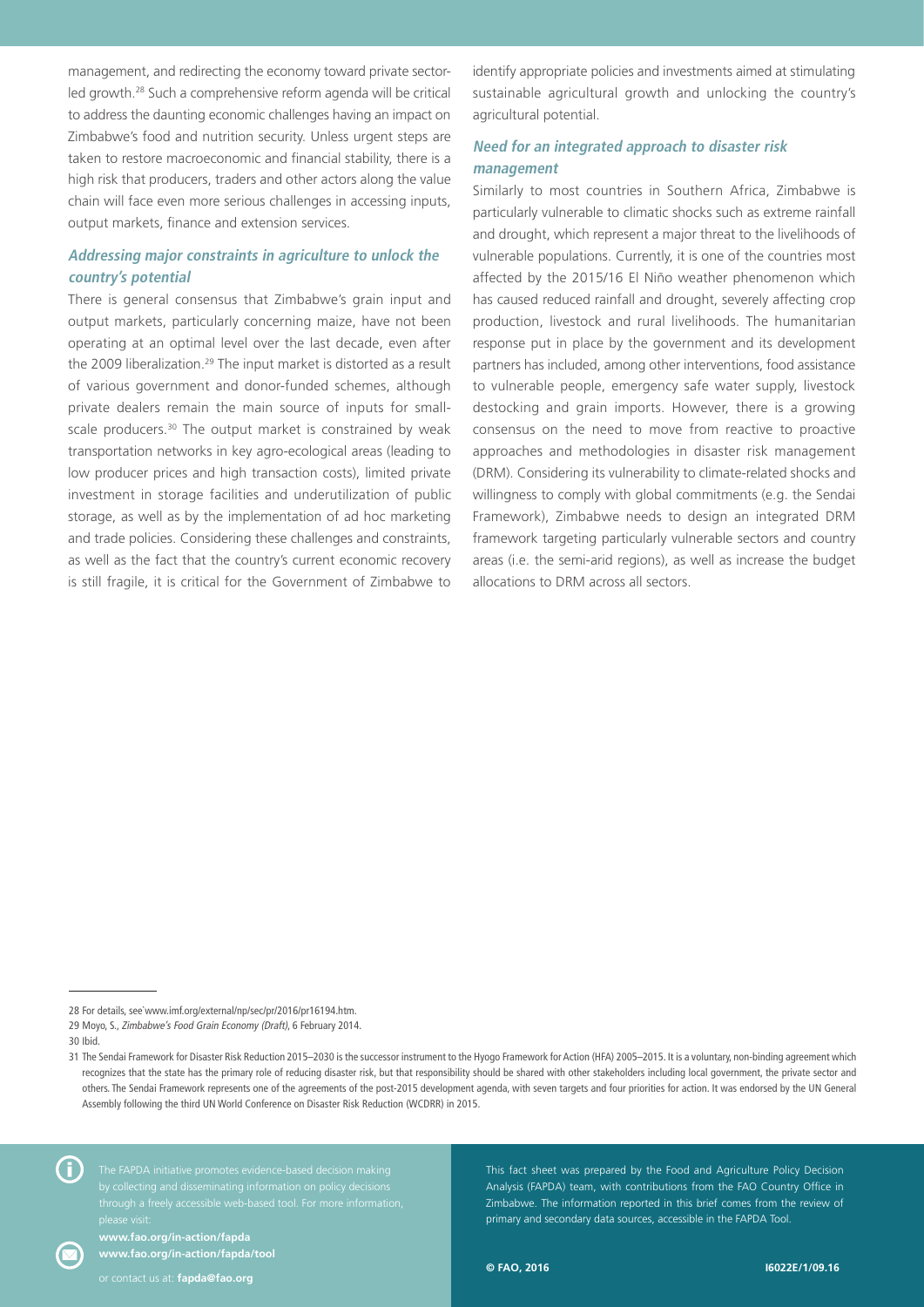management, and redirecting the economy toward private sector-led growth.[28] Such a comprehensive reform agenda will be critical to address the daunting economic challenges having an impact on Zimbabwe's food and nutrition security. Unless urgent steps are taken to restore macroeconomic and financial stability, there is a high risk that producers, traders and other actors along the value chain will face even more serious challenges in accessing inputs, output markets, finance and extension services.

### *Addressing major constraints in agriculture to unlock the country's potential*

There is general consensus that Zimbabwe's grain input and output markets, particularly concerning maize, have not been operating at an optimal level over the last decade, even after the 2009 liberalization.[29] The input market is distorted as a result of various government and donor-funded schemes, although private dealers remain the main source of inputs for small-scale producers.[30] The output market is constrained by weak transportation networks in key agro-ecological areas (leading to low producer prices and high transaction costs), limited private investment in storage facilities and underutilization of public storage, as well as by the implementation of ad hoc marketing and trade policies. Considering these challenges and constraints, as well as the fact that the country's current economic recovery is still fragile, it is critical for the Government of Zimbabwe to identify appropriate policies and investments aimed at stimulating sustainable agricultural growth and unlocking the country's agricultural potential.

### *Need for an integrated approach to disaster risk management*

Similarly to most countries in Southern Africa, Zimbabwe is particularly vulnerable to climatic shocks such as extreme rainfall and drought, which represent a major threat to the livelihoods of vulnerable populations. Currently, it is one of the countries most affected by the 2015/16 El Niño weather phenomenon which has caused reduced rainfall and drought, severely affecting crop production, livestock and rural livelihoods. The humanitarian response put in place by the government and its development partners has included, among other interventions, food assistance to vulnerable people, emergency safe water supply, livestock destocking and grain imports. However, there is a growing consensus on the need to move from reactive to proactive approaches and methodologies in disaster risk management (DRM). Considering its vulnerability to climate-related shocks and willingness to comply with global commitments (e.g. the Sendai Framework), Zimbabwe needs to design an integrated DRM framework targeting particularly vulnerable sectors and country areas (i.e. the semi-arid regions), as well as increase the budget allocations to DRM across all sectors.

---

28 For details, see www.imf.org/external/np/sec/pr/2016/pr16194.htm.

29 Moyo, S., *Zimbabwe's Food Grain Economy (Draft)*, 6 February 2014.

30 Ibid.

31 The Sendai Framework for Disaster Risk Reduction 2015–2030 is the successor instrument to the Hyogo Framework for Action (HFA) 2005–2015. It is a voluntary, non-binding agreement which recognizes that the state has the primary role of reducing disaster risk, but that responsibility should be shared with other stakeholders including local government, the private sector and others. The Sendai Framework represents one of the agreements of the post-2015 development agenda, with seven targets and four priorities for action. It was endorsed by the UN General Assembly following the third UN World Conference on Disaster Risk Reduction (WCDRR) in 2015.

The FAPDA initiative promotes evidence-based decision making by collecting and disseminating information on policy decisions through a freely accessible web-based tool. For more information, please visit:

**www.fao.org/in-action/fapda**
**www.fao.org/in-action/fapda/tool**

or contact us at: **fapda@fao.org**

This fact sheet was prepared by the Food and Agriculture Policy Decision Analysis (FAPDA) team, with contributions from the FAO Country Office in Zimbabwe. The information reported in this brief comes from the review of primary and secondary data sources, accessible in the FAPDA Tool.

**© FAO, 2016** **I6022E/1/09.16**